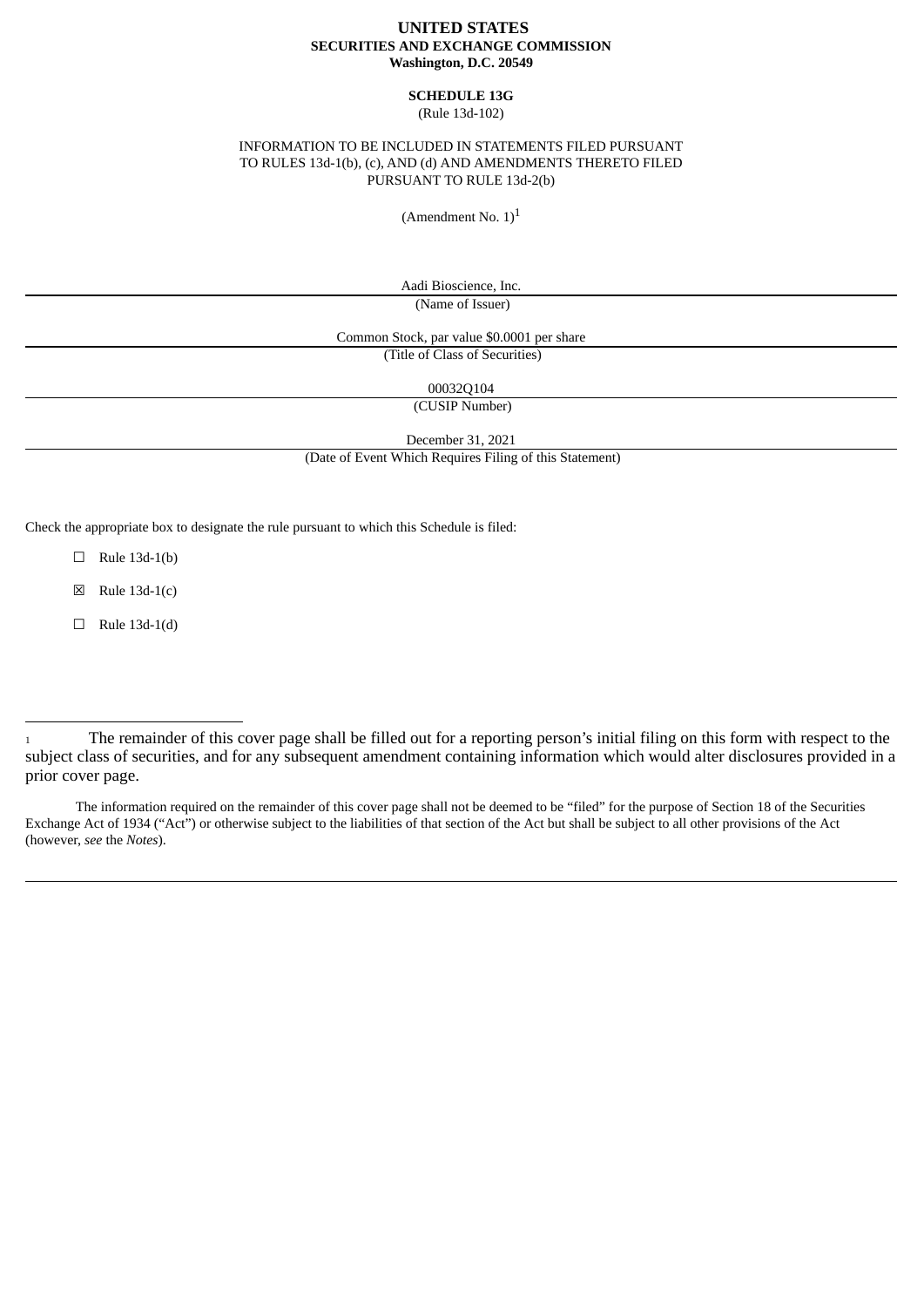**UNITED STATES**
**SECURITIES AND EXCHANGE COMMISSION**
**Washington, D.C. 20549**

**SCHEDULE 13G**
(Rule 13d-102)

INFORMATION TO BE INCLUDED IN STATEMENTS FILED PURSUANT TO RULES 13d-1(b), (c), AND (d) AND AMENDMENTS THERETO FILED PURSUANT TO RULE 13d-2(b)

(Amendment No. 1)[1]

Aadi Bioscience, Inc.
(Name of Issuer)

Common Stock, par value $0.0001 per share
(Title of Class of Securities)

00032Q104
(CUSIP Number)

December 31, 2021
(Date of Event Which Requires Filing of this Statement)

Check the appropriate box to designate the rule pursuant to which this Schedule is filed:

☐ Rule 13d-1(b)

☒ Rule 13d-1(c)

☐ Rule 13d-1(d)

---

[1] The remainder of this cover page shall be filled out for a reporting person's initial filing on this form with respect to the subject class of securities, and for any subsequent amendment containing information which would alter disclosures provided in a prior cover page.

The information required on the remainder of this cover page shall not be deemed to be "filed" for the purpose of Section 18 of the Securities Exchange Act of 1934 ("Act") or otherwise subject to the liabilities of that section of the Act but shall be subject to all other provisions of the Act (however, *see* the *Notes*).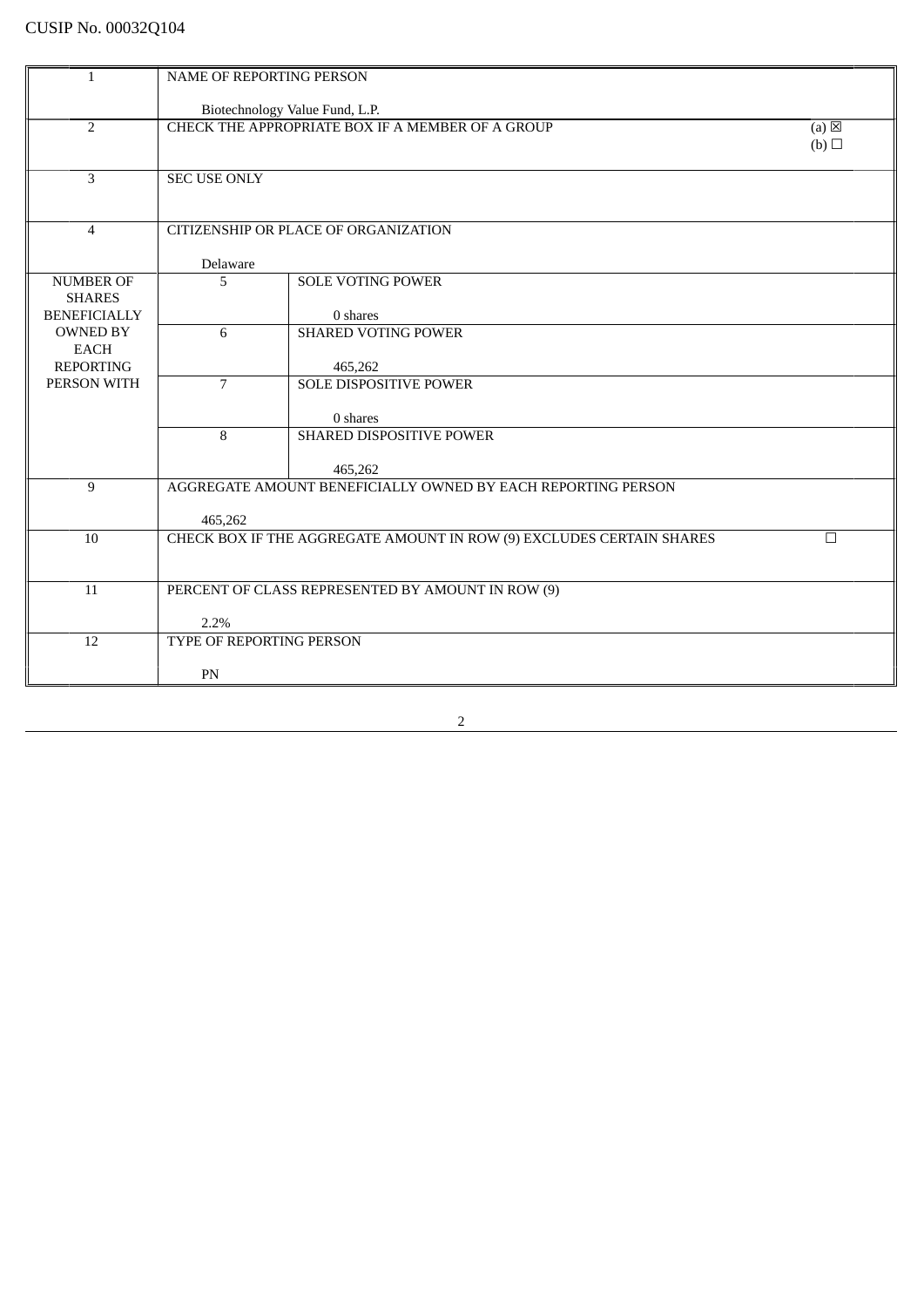CUSIP No. 00032Q104

| | | | |
|---|---|---|---|
| 1 | NAME OF REPORTING PERSON<br><br>Biotechnology Value Fund, L.P. | | |
| 2 | CHECK THE APPROPRIATE BOX IF A MEMBER OF A GROUP | | (a) ☒<br>(b) ☐ |
| 3 | SEC USE ONLY | | |
| 4 | CITIZENSHIP OR PLACE OF ORGANIZATION<br><br>Delaware | | |
| NUMBER OF SHARES BENEFICIALLY OWNED BY EACH REPORTING PERSON WITH | 5 | SOLE VOTING POWER<br><br>0 shares | |
| | 6 | SHARED VOTING POWER<br><br>465,262 | |
| | 7 | SOLE DISPOSITIVE POWER<br><br>0 shares | |
| | 8 | SHARED DISPOSITIVE POWER<br><br>465,262 | |
| 9 | AGGREGATE AMOUNT BENEFICIALLY OWNED BY EACH REPORTING PERSON<br><br>465,262 | | |
| 10 | CHECK BOX IF THE AGGREGATE AMOUNT IN ROW (9) EXCLUDES CERTAIN SHARES | | ☐ |
| 11 | PERCENT OF CLASS REPRESENTED BY AMOUNT IN ROW (9)<br><br>2.2% | | |
| 12 | TYPE OF REPORTING PERSON<br><br>PN | | |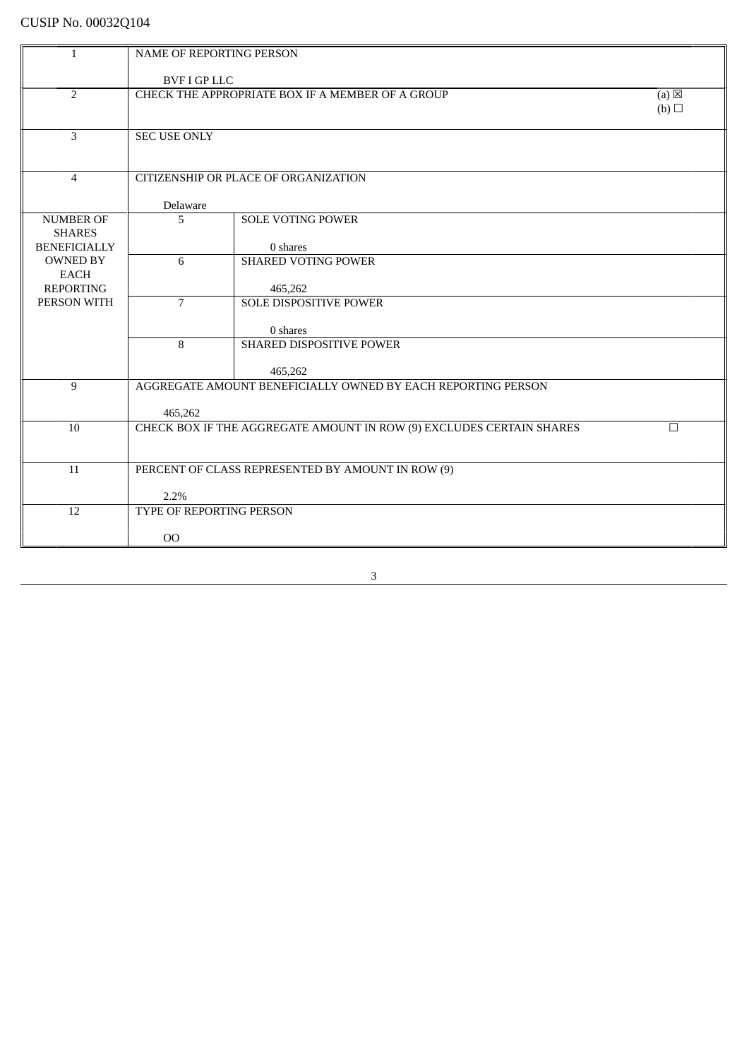CUSIP No. 00032Q104

| | | | |
|---|---|---|---|
| 1 | NAME OF REPORTING PERSON<br><br>BVF I GP LLC | | |
| 2 | CHECK THE APPROPRIATE BOX IF A MEMBER OF A GROUP | | (a) ☒<br>(b) ☐ |
| 3 | SEC USE ONLY | | |
| 4 | CITIZENSHIP OR PLACE OF ORGANIZATION<br><br>Delaware | | |
| NUMBER OF SHARES BENEFICIALLY OWNED BY EACH REPORTING PERSON WITH | 5 | SOLE VOTING POWER<br><br>0 shares | |
| | 6 | SHARED VOTING POWER<br><br>465,262 | |
| | 7 | SOLE DISPOSITIVE POWER<br><br>0 shares | |
| | 8 | SHARED DISPOSITIVE POWER<br><br>465,262 | |
| 9 | AGGREGATE AMOUNT BENEFICIALLY OWNED BY EACH REPORTING PERSON<br><br>465,262 | | |
| 10 | CHECK BOX IF THE AGGREGATE AMOUNT IN ROW (9) EXCLUDES CERTAIN SHARES | | ☐ |
| 11 | PERCENT OF CLASS REPRESENTED BY AMOUNT IN ROW (9)<br><br>2.2% | | |
| 12 | TYPE OF REPORTING PERSON<br><br>OO | | |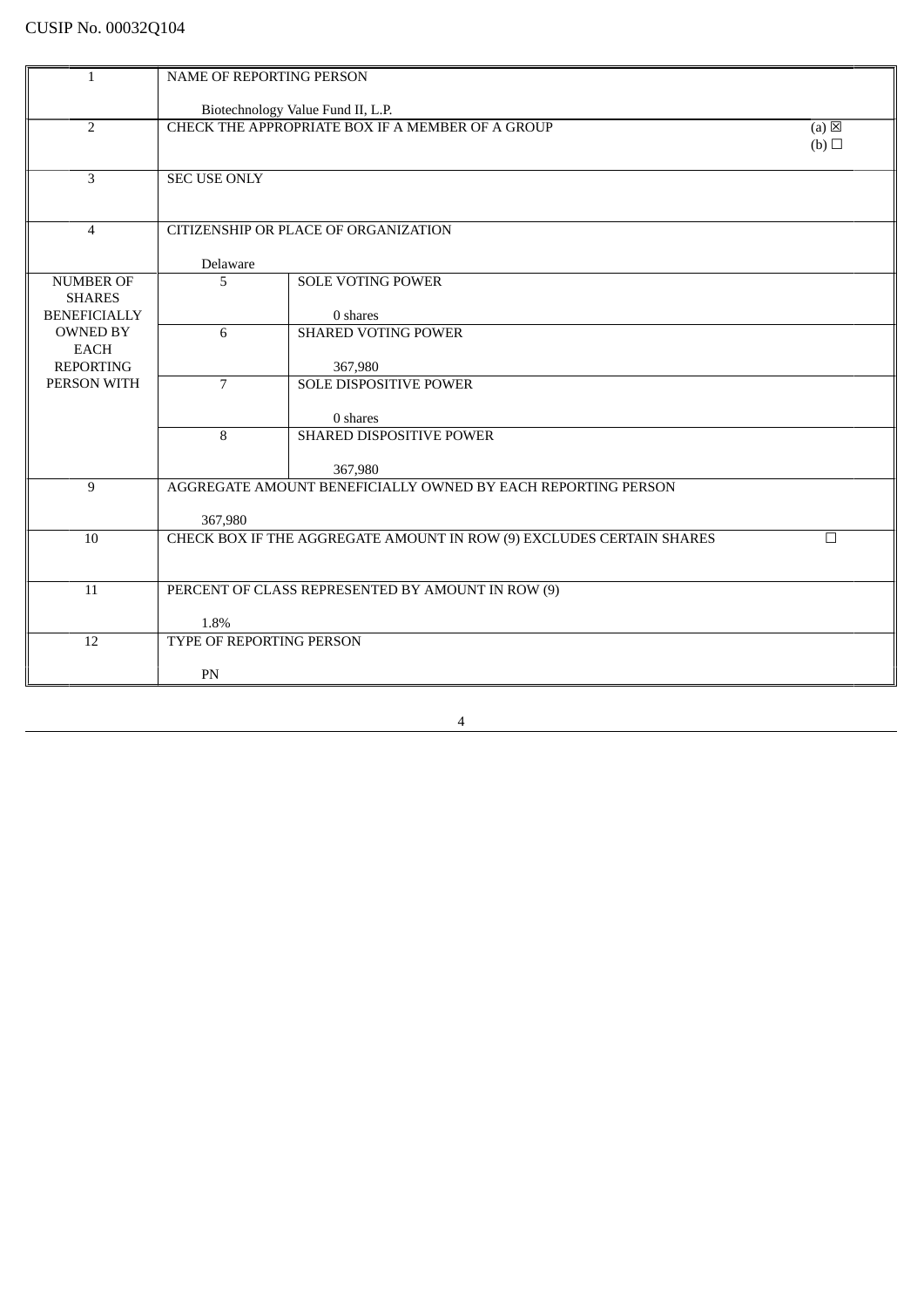CUSIP No. 00032Q104

| | | | |
|---|---|---|---|
| 1 | NAME OF REPORTING PERSON<br><br>Biotechnology Value Fund II, L.P. | | |
| 2 | CHECK THE APPROPRIATE BOX IF A MEMBER OF A GROUP | | (a) ☒<br>(b) ☐ |
| 3 | SEC USE ONLY | | |
| 4 | CITIZENSHIP OR PLACE OF ORGANIZATION<br><br>Delaware | | |
| NUMBER OF SHARES BENEFICIALLY OWNED BY EACH REPORTING PERSON WITH | 5 | SOLE VOTING POWER<br><br>0 shares | |
| | 6 | SHARED VOTING POWER<br><br>367,980 | |
| | 7 | SOLE DISPOSITIVE POWER<br><br>0 shares | |
| | 8 | SHARED DISPOSITIVE POWER<br><br>367,980 | |
| 9 | AGGREGATE AMOUNT BENEFICIALLY OWNED BY EACH REPORTING PERSON<br><br>367,980 | | |
| 10 | CHECK BOX IF THE AGGREGATE AMOUNT IN ROW (9) EXCLUDES CERTAIN SHARES | | ☐ |
| 11 | PERCENT OF CLASS REPRESENTED BY AMOUNT IN ROW (9)<br><br>1.8% | | |
| 12 | TYPE OF REPORTING PERSON<br><br>PN | | |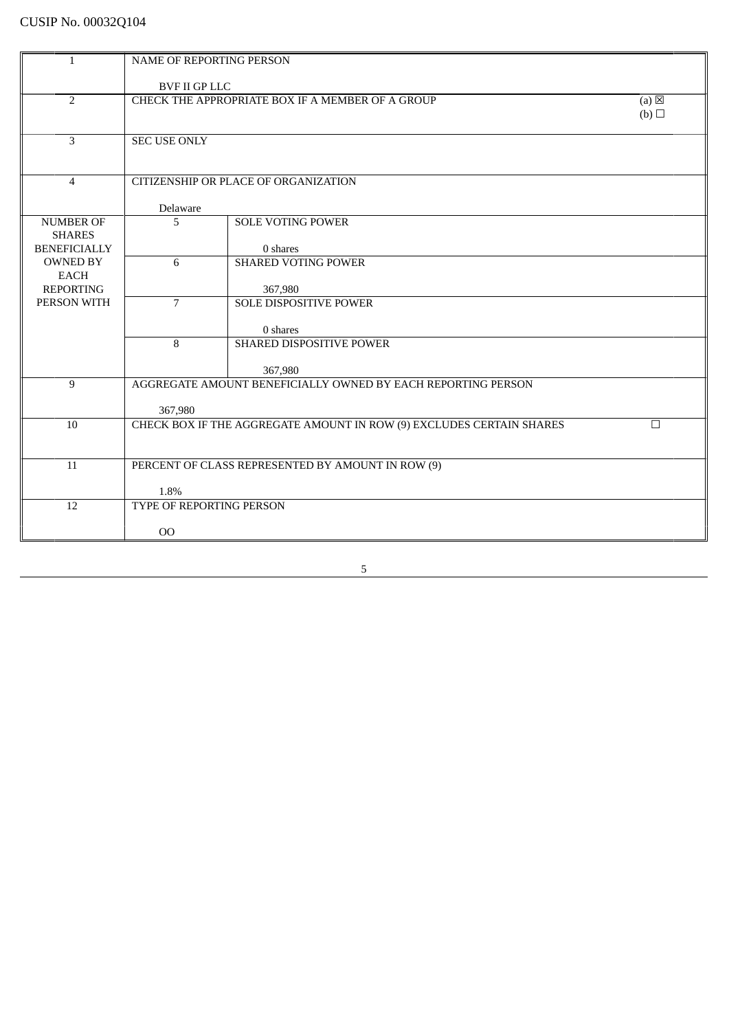CUSIP No. 00032Q104

| | | | |
|---|---|---|---|
| 1 | NAME OF REPORTING PERSON<br><br>BVF II GP LLC | | |
| 2 | CHECK THE APPROPRIATE BOX IF A MEMBER OF A GROUP | | (a) ☒<br>(b) ☐ |
| 3 | SEC USE ONLY | | |
| 4 | CITIZENSHIP OR PLACE OF ORGANIZATION<br><br>Delaware | | |
| NUMBER OF SHARES BENEFICIALLY OWNED BY EACH REPORTING PERSON WITH | 5 | SOLE VOTING POWER<br><br>0 shares | |
| | 6 | SHARED VOTING POWER<br><br>367,980 | |
| | 7 | SOLE DISPOSITIVE POWER<br><br>0 shares | |
| | 8 | SHARED DISPOSITIVE POWER<br><br>367,980 | |
| 9 | AGGREGATE AMOUNT BENEFICIALLY OWNED BY EACH REPORTING PERSON<br><br>367,980 | | |
| 10 | CHECK BOX IF THE AGGREGATE AMOUNT IN ROW (9) EXCLUDES CERTAIN SHARES | | ☐ |
| 11 | PERCENT OF CLASS REPRESENTED BY AMOUNT IN ROW (9)<br><br>1.8% | | |
| 12 | TYPE OF REPORTING PERSON<br><br>OO | | |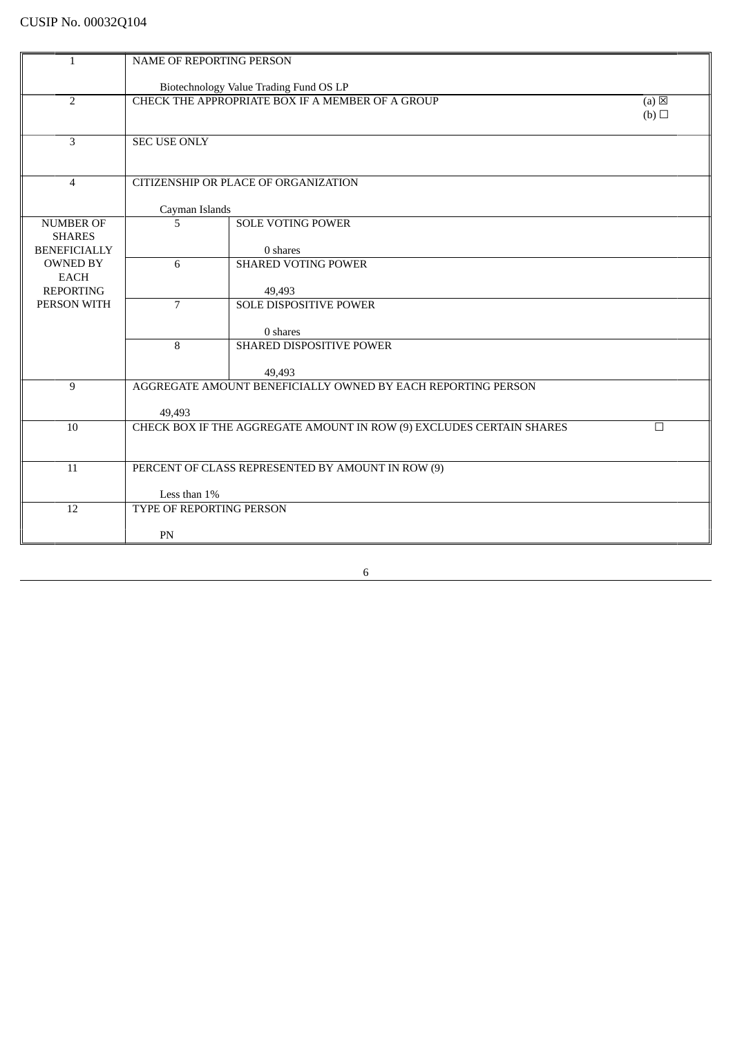CUSIP No. 00032Q104

| | | | |
|---|---|---|---|
| 1 | NAME OF REPORTING PERSON<br><br>Biotechnology Value Trading Fund OS LP | | |
| 2 | CHECK THE APPROPRIATE BOX IF A MEMBER OF A GROUP | | (a) ☒<br>(b) ☐ |
| 3 | SEC USE ONLY | | |
| 4 | CITIZENSHIP OR PLACE OF ORGANIZATION<br><br>Cayman Islands | | |
| NUMBER OF SHARES BENEFICIALLY OWNED BY EACH REPORTING PERSON WITH | 5 | SOLE VOTING POWER<br><br>0 shares | |
| | 6 | SHARED VOTING POWER<br><br>49,493 | |
| | 7 | SOLE DISPOSITIVE POWER<br><br>0 shares | |
| | 8 | SHARED DISPOSITIVE POWER<br><br>49,493 | |
| 9 | AGGREGATE AMOUNT BENEFICIALLY OWNED BY EACH REPORTING PERSON<br><br>49,493 | | |
| 10 | CHECK BOX IF THE AGGREGATE AMOUNT IN ROW (9) EXCLUDES CERTAIN SHARES | | ☐ |
| 11 | PERCENT OF CLASS REPRESENTED BY AMOUNT IN ROW (9)<br><br>Less than 1% | | |
| 12 | TYPE OF REPORTING PERSON<br><br>PN | | |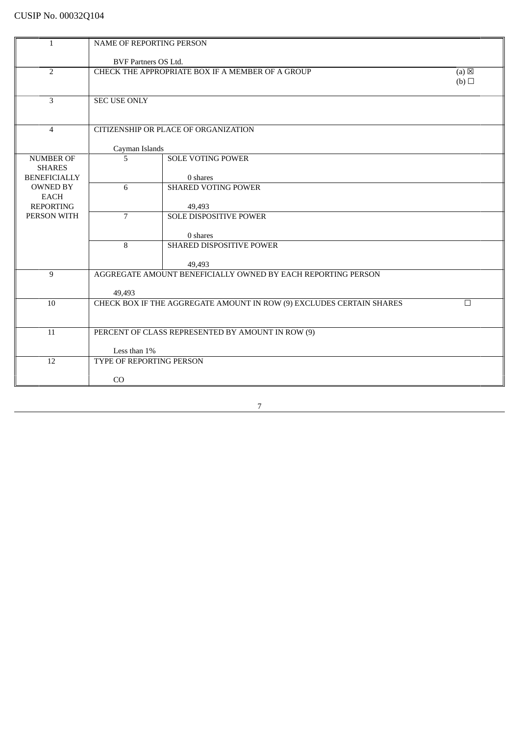CUSIP No. 00032Q104

| | | | |
|---|---|---|---|
| 1 | NAME OF REPORTING PERSON<br><br>BVF Partners OS Ltd. | | |
| 2 | CHECK THE APPROPRIATE BOX IF A MEMBER OF A GROUP | | (a) ☒<br>(b) ☐ |
| 3 | SEC USE ONLY | | |
| 4 | CITIZENSHIP OR PLACE OF ORGANIZATION<br><br>Cayman Islands | | |
| NUMBER OF SHARES BENEFICIALLY OWNED BY EACH REPORTING PERSON WITH | 5 | SOLE VOTING POWER<br><br>0 shares | |
| | 6 | SHARED VOTING POWER<br><br>49,493 | |
| | 7 | SOLE DISPOSITIVE POWER<br><br>0 shares | |
| | 8 | SHARED DISPOSITIVE POWER<br><br>49,493 | |
| 9 | AGGREGATE AMOUNT BENEFICIALLY OWNED BY EACH REPORTING PERSON<br><br>49,493 | | |
| 10 | CHECK BOX IF THE AGGREGATE AMOUNT IN ROW (9) EXCLUDES CERTAIN SHARES | | ☐ |
| 11 | PERCENT OF CLASS REPRESENTED BY AMOUNT IN ROW (9)<br><br>Less than 1% | | |
| 12 | TYPE OF REPORTING PERSON<br><br>CO | | |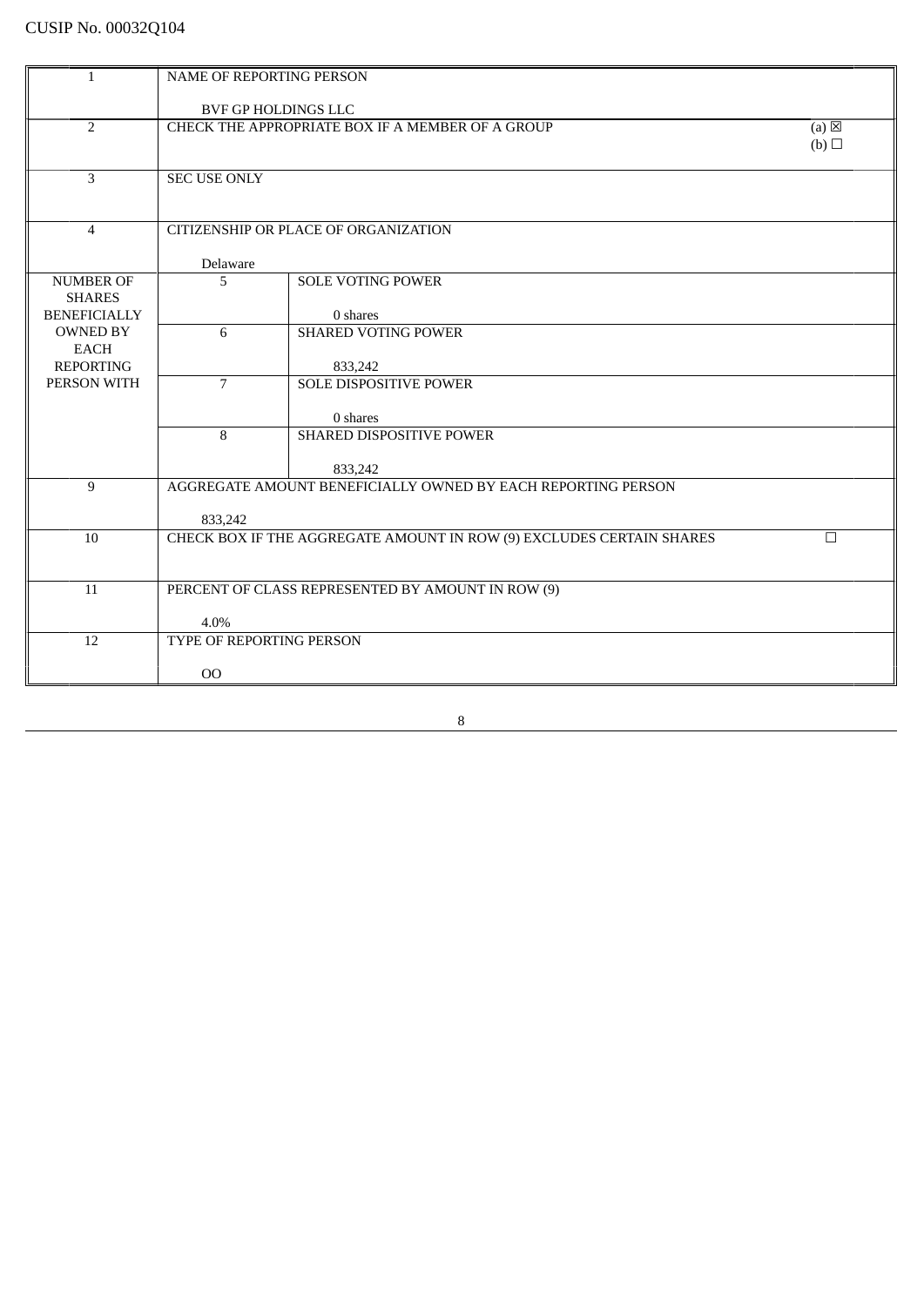CUSIP No. 00032Q104

| | | | |
|---|---|---|---|
| 1 | NAME OF REPORTING PERSON<br><br>BVF GP HOLDINGS LLC | | |
| 2 | CHECK THE APPROPRIATE BOX IF A MEMBER OF A GROUP | | (a) ☒<br>(b) ☐ |
| 3 | SEC USE ONLY | | |
| 4 | CITIZENSHIP OR PLACE OF ORGANIZATION<br><br>Delaware | | |
| NUMBER OF SHARES BENEFICIALLY OWNED BY EACH REPORTING PERSON WITH | 5 | SOLE VOTING POWER<br><br>0 shares | |
| | 6 | SHARED VOTING POWER<br><br>833,242 | |
| | 7 | SOLE DISPOSITIVE POWER<br><br>0 shares | |
| | 8 | SHARED DISPOSITIVE POWER<br><br>833,242 | |
| 9 | AGGREGATE AMOUNT BENEFICIALLY OWNED BY EACH REPORTING PERSON<br><br>833,242 | | |
| 10 | CHECK BOX IF THE AGGREGATE AMOUNT IN ROW (9) EXCLUDES CERTAIN SHARES | | ☐ |
| 11 | PERCENT OF CLASS REPRESENTED BY AMOUNT IN ROW (9)<br><br>4.0% | | |
| 12 | TYPE OF REPORTING PERSON<br><br>OO | | |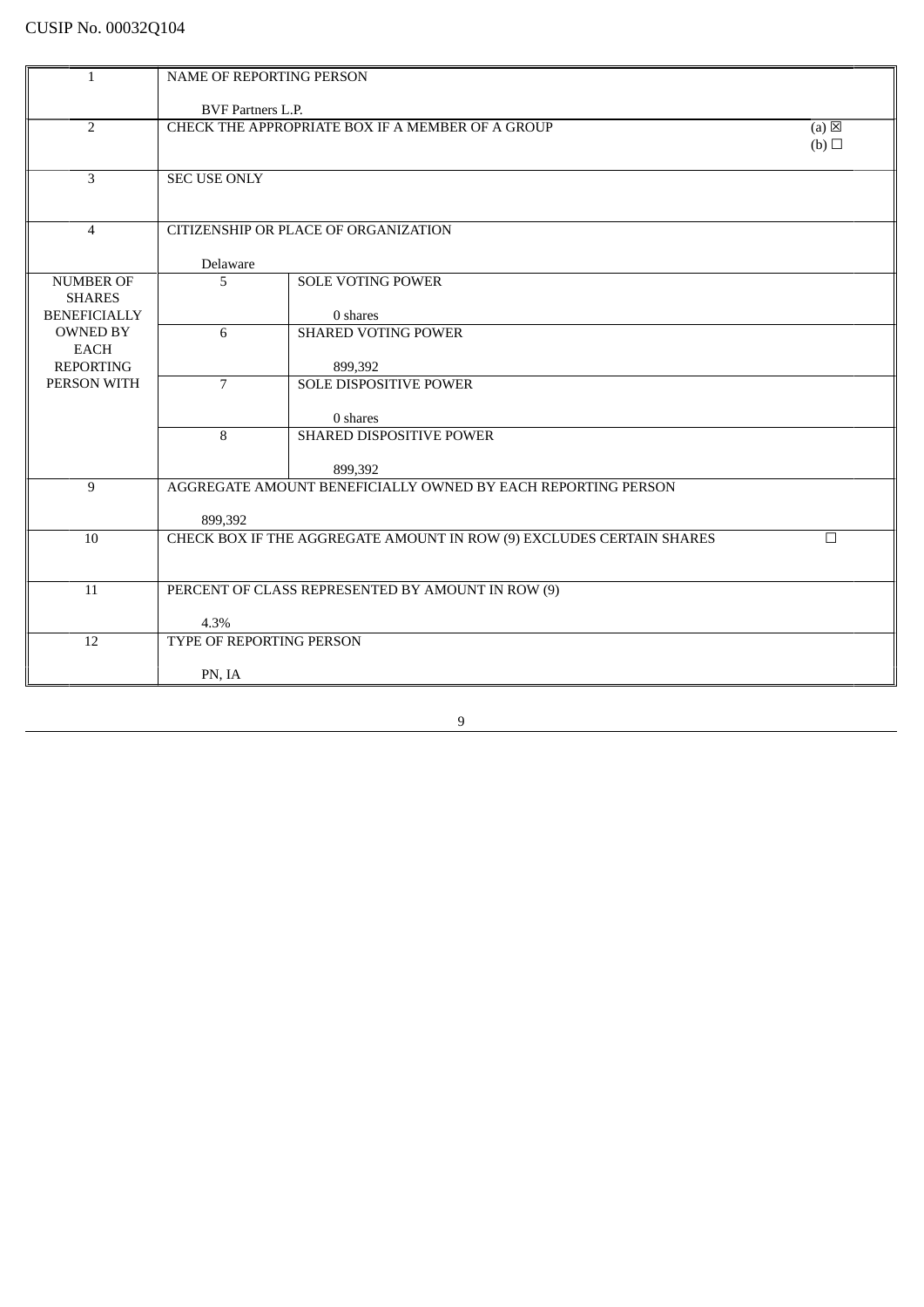CUSIP No. 00032Q104

| | | | |
|---|---|---|---|
| 1 | NAME OF REPORTING PERSON<br><br>BVF Partners L.P. | | |
| 2 | CHECK THE APPROPRIATE BOX IF A MEMBER OF A GROUP | | (a) ☒<br>(b) ☐ |
| 3 | SEC USE ONLY | | |
| 4 | CITIZENSHIP OR PLACE OF ORGANIZATION<br><br>Delaware | | |
| NUMBER OF SHARES BENEFICIALLY OWNED BY EACH REPORTING PERSON WITH | 5 | SOLE VOTING POWER<br><br>0 shares | |
| | 6 | SHARED VOTING POWER<br><br>899,392 | |
| | 7 | SOLE DISPOSITIVE POWER<br><br>0 shares | |
| | 8 | SHARED DISPOSITIVE POWER<br><br>899,392 | |
| 9 | AGGREGATE AMOUNT BENEFICIALLY OWNED BY EACH REPORTING PERSON<br><br>899,392 | | |
| 10 | CHECK BOX IF THE AGGREGATE AMOUNT IN ROW (9) EXCLUDES CERTAIN SHARES | | ☐ |
| 11 | PERCENT OF CLASS REPRESENTED BY AMOUNT IN ROW (9)<br><br>4.3% | | |
| 12 | TYPE OF REPORTING PERSON<br><br>PN, IA | | |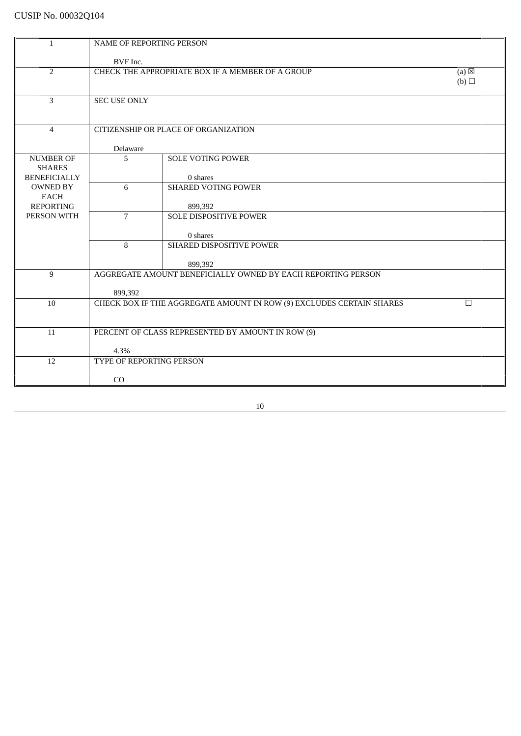CUSIP No. 00032Q104

| | | | |
|---|---|---|---|
| 1 | NAME OF REPORTING PERSON<br><br>BVF Inc. | | |
| 2 | CHECK THE APPROPRIATE BOX IF A MEMBER OF A GROUP | | (a) ☒<br>(b) ☐ |
| 3 | SEC USE ONLY | | |
| 4 | CITIZENSHIP OR PLACE OF ORGANIZATION<br><br>Delaware | | |
| NUMBER OF SHARES BENEFICIALLY OWNED BY EACH REPORTING PERSON WITH | 5 | SOLE VOTING POWER<br><br>0 shares | |
| | 6 | SHARED VOTING POWER<br><br>899,392 | |
| | 7 | SOLE DISPOSITIVE POWER<br><br>0 shares | |
| | 8 | SHARED DISPOSITIVE POWER<br><br>899,392 | |
| 9 | AGGREGATE AMOUNT BENEFICIALLY OWNED BY EACH REPORTING PERSON<br><br>899,392 | | |
| 10 | CHECK BOX IF THE AGGREGATE AMOUNT IN ROW (9) EXCLUDES CERTAIN SHARES | | ☐ |
| 11 | PERCENT OF CLASS REPRESENTED BY AMOUNT IN ROW (9)<br><br>4.3% | | |
| 12 | TYPE OF REPORTING PERSON<br><br>CO | | |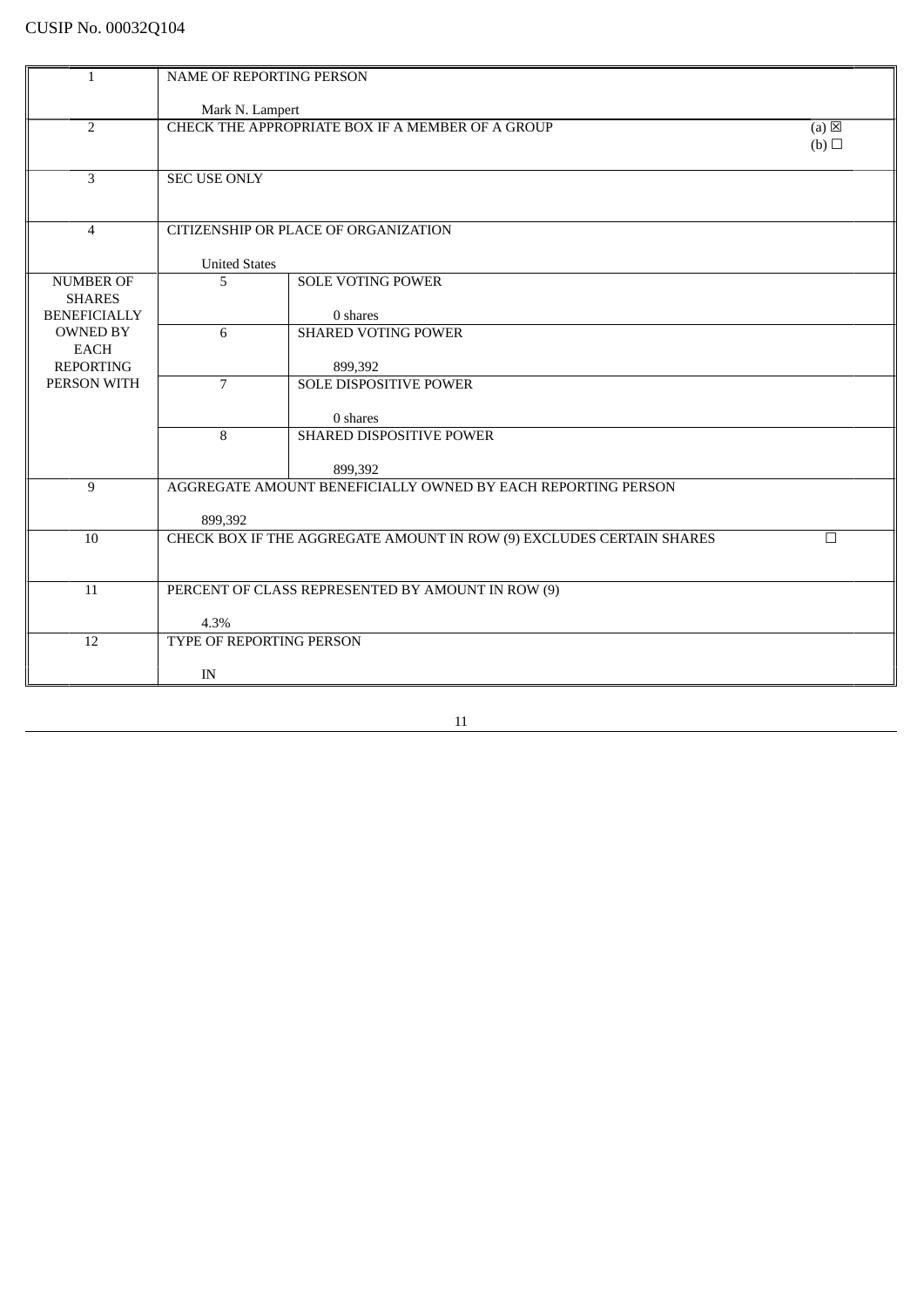CUSIP No. 00032Q104

| | | | |
|---|---|---|---|
| 1 | NAME OF REPORTING PERSON<br><br>Mark N. Lampert | | |
| 2 | CHECK THE APPROPRIATE BOX IF A MEMBER OF A GROUP | | (a) ☒<br>(b) ☐ |
| 3 | SEC USE ONLY | | |
| 4 | CITIZENSHIP OR PLACE OF ORGANIZATION<br><br>United States | | |
| NUMBER OF SHARES BENEFICIALLY OWNED BY EACH REPORTING PERSON WITH | 5 | SOLE VOTING POWER<br><br>0 shares | |
| | 6 | SHARED VOTING POWER<br><br>899,392 | |
| | 7 | SOLE DISPOSITIVE POWER<br><br>0 shares | |
| | 8 | SHARED DISPOSITIVE POWER<br><br>899,392 | |
| 9 | AGGREGATE AMOUNT BENEFICIALLY OWNED BY EACH REPORTING PERSON<br><br>899,392 | | |
| 10 | CHECK BOX IF THE AGGREGATE AMOUNT IN ROW (9) EXCLUDES CERTAIN SHARES | | ☐ |
| 11 | PERCENT OF CLASS REPRESENTED BY AMOUNT IN ROW (9)<br><br>4.3% | | |
| 12 | TYPE OF REPORTING PERSON<br><br>IN | | |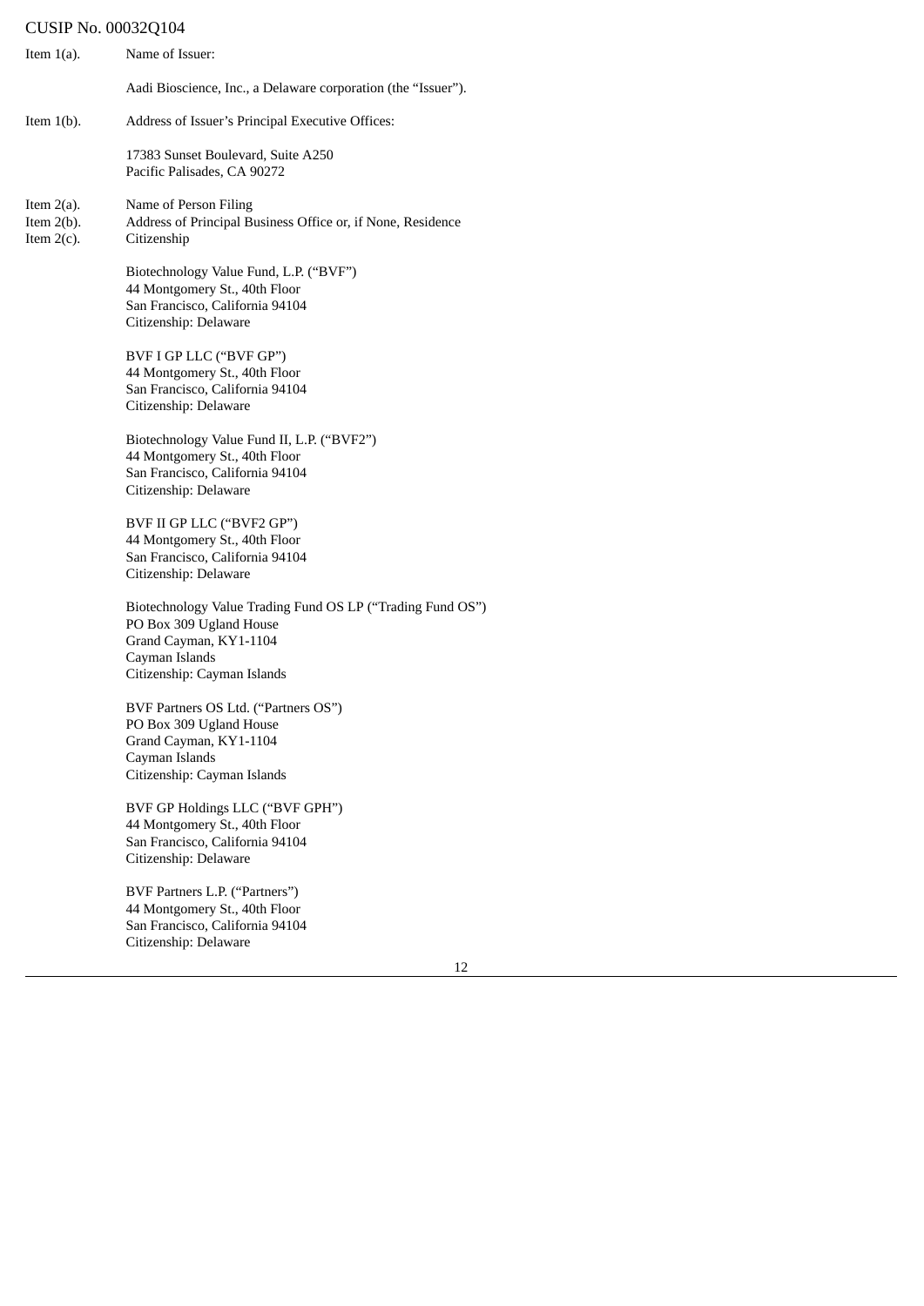CUSIP No. 00032Q104

Item 1(a). Name of Issuer:

Aadi Bioscience, Inc., a Delaware corporation (the "Issuer").

Item 1(b). Address of Issuer's Principal Executive Offices:

17383 Sunset Boulevard, Suite A250
Pacific Palisades, CA 90272

Item 2(a). Name of Person Filing
Item 2(b). Address of Principal Business Office or, if None, Residence
Item 2(c). Citizenship

Biotechnology Value Fund, L.P. ("BVF")
44 Montgomery St., 40th Floor
San Francisco, California 94104
Citizenship: Delaware

BVF I GP LLC ("BVF GP")
44 Montgomery St., 40th Floor
San Francisco, California 94104
Citizenship: Delaware

Biotechnology Value Fund II, L.P. ("BVF2")
44 Montgomery St., 40th Floor
San Francisco, California 94104
Citizenship: Delaware

BVF II GP LLC ("BVF2 GP")
44 Montgomery St., 40th Floor
San Francisco, California 94104
Citizenship: Delaware

Biotechnology Value Trading Fund OS LP ("Trading Fund OS")
PO Box 309 Ugland House
Grand Cayman, KY1-1104
Cayman Islands
Citizenship: Cayman Islands

BVF Partners OS Ltd. ("Partners OS")
PO Box 309 Ugland House
Grand Cayman, KY1-1104
Cayman Islands
Citizenship: Cayman Islands

BVF GP Holdings LLC ("BVF GPH")
44 Montgomery St., 40th Floor
San Francisco, California 94104
Citizenship: Delaware

BVF Partners L.P. ("Partners")
44 Montgomery St., 40th Floor
San Francisco, California 94104
Citizenship: Delaware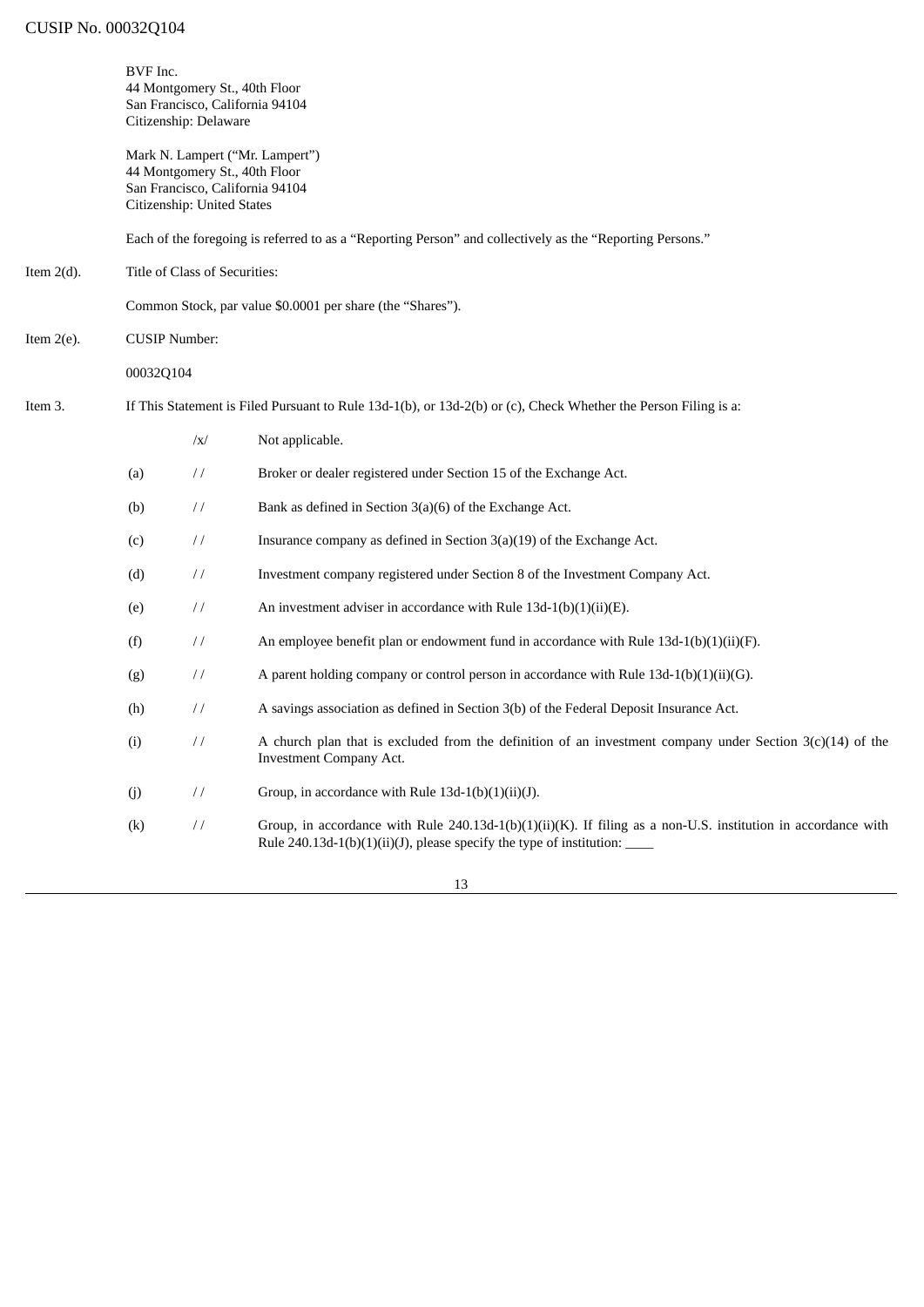BVF Inc.
44 Montgomery St., 40th Floor
San Francisco, California 94104
Citizenship: Delaware

Mark N. Lampert ("Mr. Lampert")
44 Montgomery St., 40th Floor
San Francisco, California 94104
Citizenship: United States

Each of the foregoing is referred to as a "Reporting Person" and collectively as the "Reporting Persons."

Item 2(d). Title of Class of Securities:

Common Stock, par value $0.0001 per share (the "Shares").

Item 2(e). CUSIP Number:

00032Q104

Item 3. If This Statement is Filed Pursuant to Rule 13d-1(b), or 13d-2(b) or (c), Check Whether the Person Filing is a:

| | | |
|---|---|---|
| | /x/ | Not applicable. |
| (a) | / / | Broker or dealer registered under Section 15 of the Exchange Act. |
| (b) | / / | Bank as defined in Section 3(a)(6) of the Exchange Act. |
| (c) | / / | Insurance company as defined in Section 3(a)(19) of the Exchange Act. |
| (d) | / / | Investment company registered under Section 8 of the Investment Company Act. |
| (e) | / / | An investment adviser in accordance with Rule 13d-1(b)(1)(ii)(E). |
| (f) | / / | An employee benefit plan or endowment fund in accordance with Rule 13d-1(b)(1)(ii)(F). |
| (g) | / / | A parent holding company or control person in accordance with Rule 13d-1(b)(1)(ii)(G). |
| (h) | / / | A savings association as defined in Section 3(b) of the Federal Deposit Insurance Act. |
| (i) | / / | A church plan that is excluded from the definition of an investment company under Section 3(c)(14) of the Investment Company Act. |
| (j) | / / | Group, in accordance with Rule 13d-1(b)(1)(ii)(J). |
| (k) | / / | Group, in accordance with Rule 240.13d-1(b)(1)(ii)(K). If filing as a non-U.S. institution in accordance with Rule 240.13d-1(b)(1)(ii)(J), please specify the type of institution: ____ |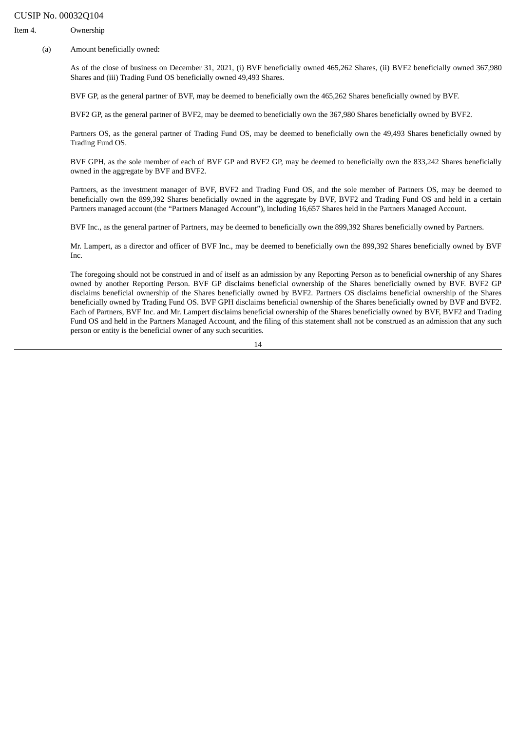CUSIP No. 00032Q104

Item 4. Ownership

(a) Amount beneficially owned:

As of the close of business on December 31, 2021, (i) BVF beneficially owned 465,262 Shares, (ii) BVF2 beneficially owned 367,980 Shares and (iii) Trading Fund OS beneficially owned 49,493 Shares.

BVF GP, as the general partner of BVF, may be deemed to beneficially own the 465,262 Shares beneficially owned by BVF.

BVF2 GP, as the general partner of BVF2, may be deemed to beneficially own the 367,980 Shares beneficially owned by BVF2.

Partners OS, as the general partner of Trading Fund OS, may be deemed to beneficially own the 49,493 Shares beneficially owned by Trading Fund OS.

BVF GPH, as the sole member of each of BVF GP and BVF2 GP, may be deemed to beneficially own the 833,242 Shares beneficially owned in the aggregate by BVF and BVF2.

Partners, as the investment manager of BVF, BVF2 and Trading Fund OS, and the sole member of Partners OS, may be deemed to beneficially own the 899,392 Shares beneficially owned in the aggregate by BVF, BVF2 and Trading Fund OS and held in a certain Partners managed account (the "Partners Managed Account"), including 16,657 Shares held in the Partners Managed Account.

BVF Inc., as the general partner of Partners, may be deemed to beneficially own the 899,392 Shares beneficially owned by Partners.

Mr. Lampert, as a director and officer of BVF Inc., may be deemed to beneficially own the 899,392 Shares beneficially owned by BVF Inc.

The foregoing should not be construed in and of itself as an admission by any Reporting Person as to beneficial ownership of any Shares owned by another Reporting Person. BVF GP disclaims beneficial ownership of the Shares beneficially owned by BVF. BVF2 GP disclaims beneficial ownership of the Shares beneficially owned by BVF2. Partners OS disclaims beneficial ownership of the Shares beneficially owned by Trading Fund OS. BVF GPH disclaims beneficial ownership of the Shares beneficially owned by BVF and BVF2. Each of Partners, BVF Inc. and Mr. Lampert disclaims beneficial ownership of the Shares beneficially owned by BVF, BVF2 and Trading Fund OS and held in the Partners Managed Account, and the filing of this statement shall not be construed as an admission that any such person or entity is the beneficial owner of any such securities.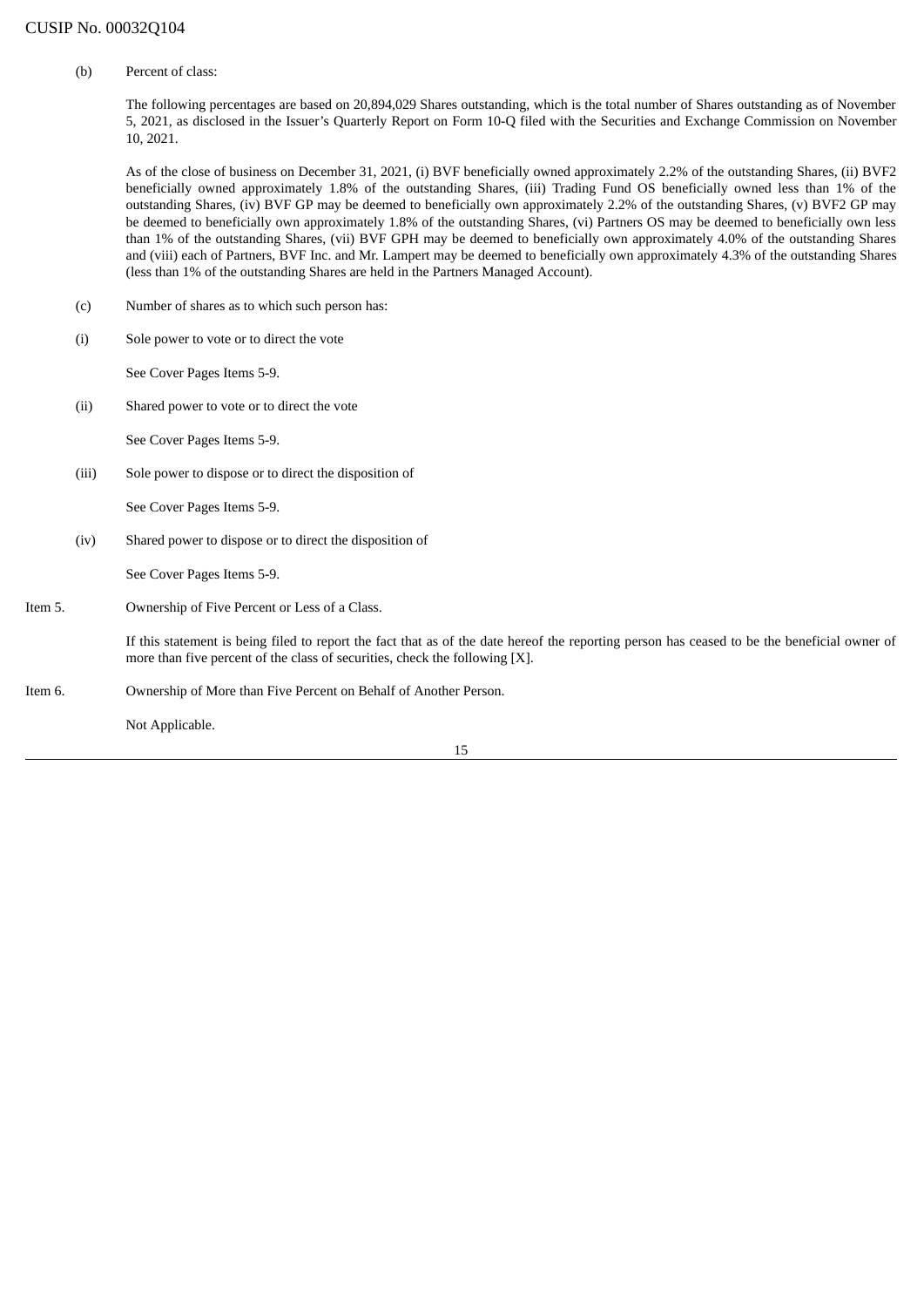(b) Percent of class:

The following percentages are based on 20,894,029 Shares outstanding, which is the total number of Shares outstanding as of November 5, 2021, as disclosed in the Issuer's Quarterly Report on Form 10-Q filed with the Securities and Exchange Commission on November 10, 2021.

As of the close of business on December 31, 2021, (i) BVF beneficially owned approximately 2.2% of the outstanding Shares, (ii) BVF2 beneficially owned approximately 1.8% of the outstanding Shares, (iii) Trading Fund OS beneficially owned less than 1% of the outstanding Shares, (iv) BVF GP may be deemed to beneficially own approximately 2.2% of the outstanding Shares, (v) BVF2 GP may be deemed to beneficially own approximately 1.8% of the outstanding Shares, (vi) Partners OS may be deemed to beneficially own less than 1% of the outstanding Shares, (vii) BVF GPH may be deemed to beneficially own approximately 4.0% of the outstanding Shares and (viii) each of Partners, BVF Inc. and Mr. Lampert may be deemed to beneficially own approximately 4.3% of the outstanding Shares (less than 1% of the outstanding Shares are held in the Partners Managed Account).

(c) Number of shares as to which such person has:

(i) Sole power to vote or to direct the vote

See Cover Pages Items 5-9.

(ii) Shared power to vote or to direct the vote

See Cover Pages Items 5-9.

(iii) Sole power to dispose or to direct the disposition of

See Cover Pages Items 5-9.

(iv) Shared power to dispose or to direct the disposition of

See Cover Pages Items 5-9.

Item 5. Ownership of Five Percent or Less of a Class.

If this statement is being filed to report the fact that as of the date hereof the reporting person has ceased to be the beneficial owner of more than five percent of the class of securities, check the following [X].

Item 6. Ownership of More than Five Percent on Behalf of Another Person.

Not Applicable.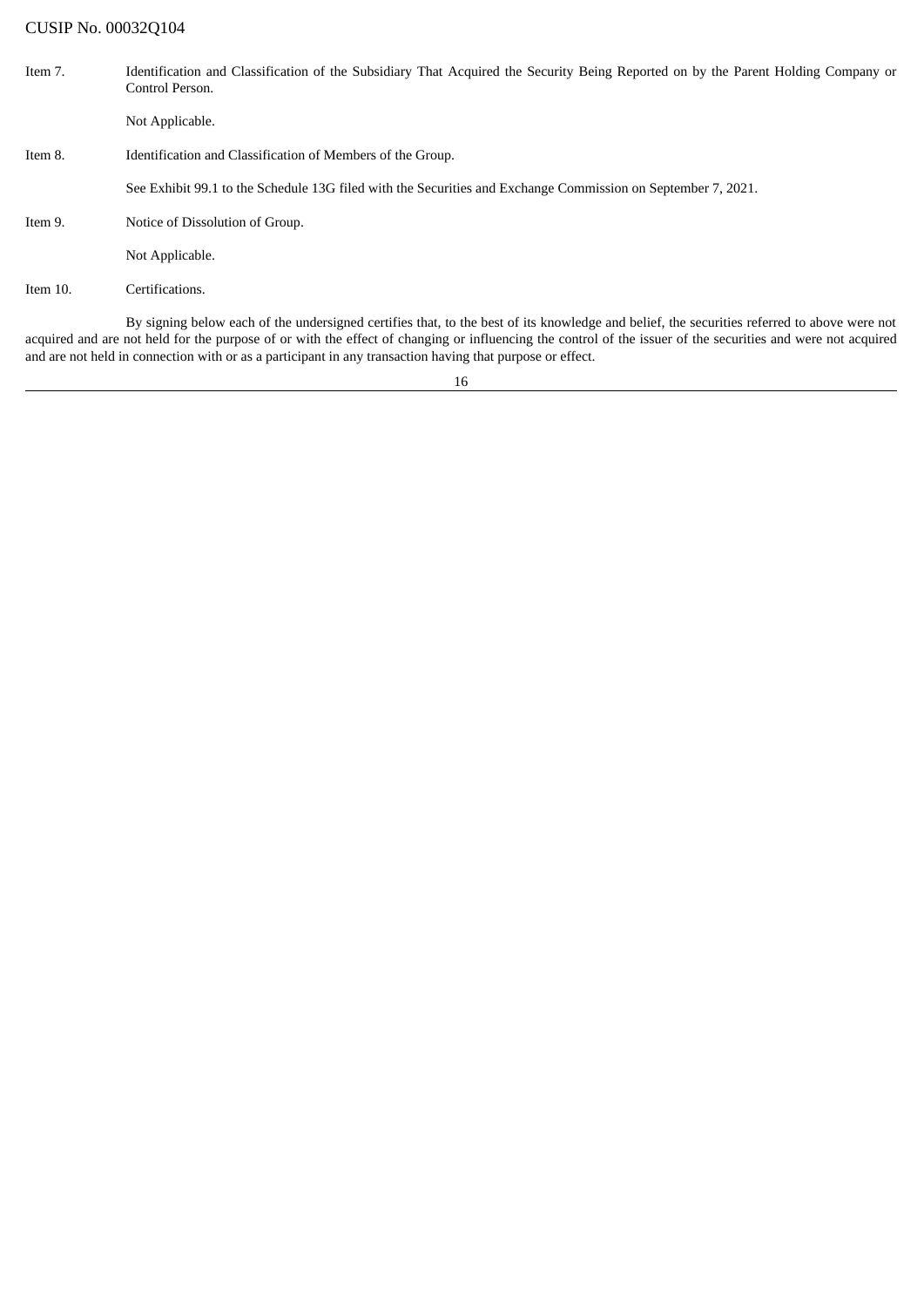CUSIP No. 00032Q104

Item 7. Identification and Classification of the Subsidiary That Acquired the Security Being Reported on by the Parent Holding Company or Control Person.

Not Applicable.

Item 8. Identification and Classification of Members of the Group.

See Exhibit 99.1 to the Schedule 13G filed with the Securities and Exchange Commission on September 7, 2021.

Item 9. Notice of Dissolution of Group.

Not Applicable.

Item 10. Certifications.

By signing below each of the undersigned certifies that, to the best of its knowledge and belief, the securities referred to above were not acquired and are not held for the purpose of or with the effect of changing or influencing the control of the issuer of the securities and were not acquired and are not held in connection with or as a participant in any transaction having that purpose or effect.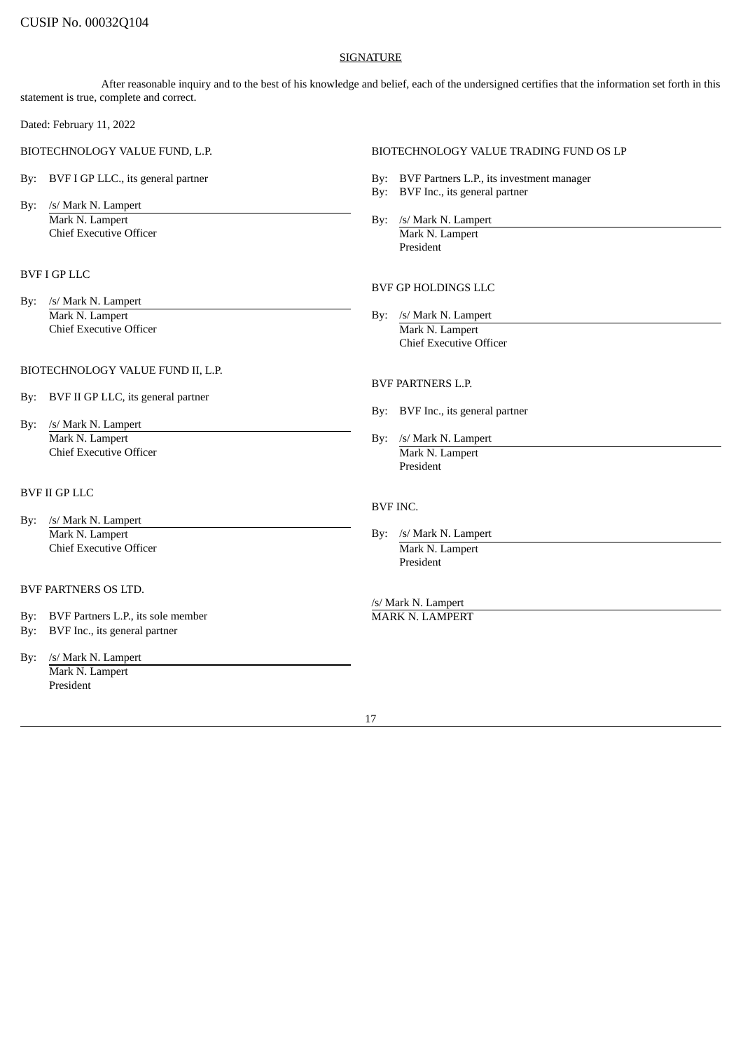CUSIP No. 00032Q104

SIGNATURE

After reasonable inquiry and to the best of his knowledge and belief, each of the undersigned certifies that the information set forth in this statement is true, complete and correct.

Dated: February 11, 2022

BIOTECHNOLOGY VALUE FUND, L.P.

By: BVF I GP LLC., its general partner

By: /s/ Mark N. Lampert
Mark N. Lampert
Chief Executive Officer

BVF I GP LLC

By: /s/ Mark N. Lampert
Mark N. Lampert
Chief Executive Officer

BIOTECHNOLOGY VALUE FUND II, L.P.

By: BVF II GP LLC, its general partner

By: /s/ Mark N. Lampert
Mark N. Lampert
Chief Executive Officer

BVF II GP LLC

By: /s/ Mark N. Lampert
Mark N. Lampert
Chief Executive Officer

BVF PARTNERS OS LTD.

By: BVF Partners L.P., its sole member
By: BVF Inc., its general partner

By: /s/ Mark N. Lampert
Mark N. Lampert
President

BIOTECHNOLOGY VALUE TRADING FUND OS LP

By: BVF Partners L.P., its investment manager
By: BVF Inc., its general partner

By: /s/ Mark N. Lampert
Mark N. Lampert
President

BVF GP HOLDINGS LLC

By: /s/ Mark N. Lampert
Mark N. Lampert
Chief Executive Officer

BVF PARTNERS L.P.

By: BVF Inc., its general partner

By: /s/ Mark N. Lampert
Mark N. Lampert
President

BVF INC.

By: /s/ Mark N. Lampert
Mark N. Lampert
President

/s/ Mark N. Lampert
MARK N. LAMPERT